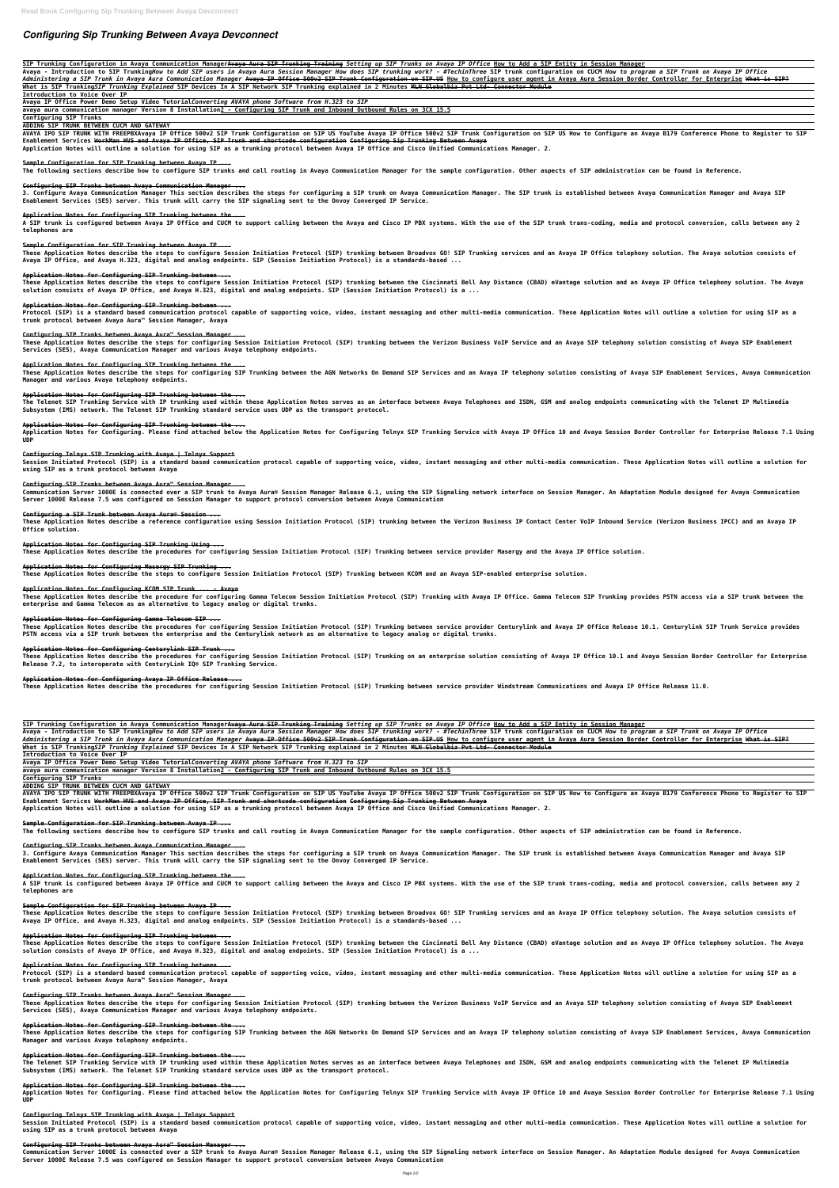# Configuring Sip Trunking Between Avaya Devconnect

**SIP Trunking Configuration in Avaya Communication Manager~~Avaya Aura SIP Trunking Training~~ *Setting up SIP Trunks on Avaya IP Office* How to Add a SIP Entity in Session Manager**

**Avaya - Introduction to SIP Trunking*How to Add SIP users in Avaya Aura Session Manager How does SIP trunking work? - #TechinThree* SIP trunk configuration on CUCM *How to program a SIP Trunk on Avaya IP Office Administering a SIP Trunk in Avaya Aura Communication Manager* ~~Avaya IP Office 500v2 SIP Trunk Configuration on SIP US~~ How to configure user agent in Avaya Aura Session Border Controller for Enterprise ~~What is SIP?~~**

**What is SIP Trunking*SIP Trunking Explained* SIP Devices In A SIP Network SIP Trunking explained in 2 Minutes ~~MLN Globalbiz Pvt Ltd- Connector Module~~**

**Introduction to Voice Over IP**

**Avaya IP Office Power Demo Setup Video Tutorial*Converting AVAYA phone Software from H.323 to SIP***

**avaya aura communication manager Version 8 Installation2 - Configuring SIP Trunk and Inbound Outbound Rules on 3CX 15.5**

**Configuring SIP Trunks**

**ADDING SIP TRUNK BETWEEN CUCM AND GATEWAY**

**AVAYA IPO SIP TRUNK WITH FREEPBXAvaya IP Office 500v2 SIP Trunk Configuration on SIP US YouTube Avaya IP Office 500v2 SIP Trunk Configuration on SIP US How to Configure an Avaya B179 Conference Phone to Register to SIP Enablement Services ~~WorkMan HVS and Avaya IP Office, SIP Trunk and shortcode configuration~~ ~~Configuring Sip Trunking Between Avaya~~**

**Application Notes will outline a solution for using SIP as a trunking protocol between Avaya IP Office and Cisco Unified Communications Manager. 2.**

**Sample Configuration for SIP Trunking between Avaya IP ...**

**The following sections describe how to configure SIP trunks and call routing in Avaya Communication Manager for the sample configuration. Other aspects of SIP administration can be found in Reference.**

**Configuring SIP Trunks between Avaya Communication Manager ...**

**3. Configure Avaya Communication Manager This section describes the steps for configuring a SIP trunk on Avaya Communication Manager. The SIP trunk is established between Avaya Communication Manager and Avaya SIP Enablement Services (SES) server. This trunk will carry the SIP signaling sent to the Onvoy Converged IP Service.**

**Application Notes for Configuring SIP Trunking between the ...**

**A SIP trunk is configured between Avaya IP Office and CUCM to support calling between the Avaya and Cisco IP PBX systems. With the use of the SIP trunk trans-coding, media and protocol conversion, calls between any 2 telephones are**

**Sample Configuration for SIP Trunking between Avaya IP ...**

**These Application Notes describe the steps to configure Session Initiation Protocol (SIP) trunking between Broadvox GO! SIP Trunking services and an Avaya IP Office telephony solution. The Avaya solution consists of Avaya IP Office, and Avaya H.323, digital and analog endpoints. SIP (Session Initiation Protocol) is a standards-based ...**

**Application Notes for Configuring SIP Trunking between ...**

**These Application Notes describe the steps to configure Session Initiation Protocol (SIP) trunking between the Cincinnati Bell Any Distance (CBAD) eVantage solution and an Avaya IP Office telephony solution. The Avaya solution consists of Avaya IP Office, and Avaya H.323, digital and analog endpoints. SIP (Session Initiation Protocol) is a ...**

**Application Notes for Configuring SIP Trunking between ...**

**Protocol (SIP) is a standard based communication protocol capable of supporting voice, video, instant messaging and other multi-media communication. These Application Notes will outline a solution for using SIP as a trunk protocol between Avaya Aura™ Session Manager, Avaya**

**Configuring SIP Trunks between Avaya Aura™ Session Manager ...**

**These Application Notes describe the steps for configuring Session Initiation Protocol (SIP) trunking between the Verizon Business VoIP Service and an Avaya SIP telephony solution consisting of Avaya SIP Enablement Services (SES), Avaya Communication Manager and various Avaya telephony endpoints.**

**Application Notes for Configuring SIP Trunking between the ...**

**These Application Notes describe the steps for configuring SIP Trunking between the AGN Networks On Demand SIP Services and an Avaya IP telephony solution consisting of Avaya SIP Enablement Services, Avaya Communication Manager and various Avaya telephony endpoints.**

**Application Notes for Configuring SIP Trunking between the ...**

**The Telenet SIP Trunking Service with IP trunking used within these Application Notes serves as an interface between Avaya Telephones and ISDN, GSM and analog endpoints communicating with the Telenet IP Multimedia Subsystem (IMS) network. The Telenet SIP Trunking standard service uses UDP as the transport protocol.**

**Application Notes for Configuring SIP Trunking between the ...**

**Application Notes for Configuring. Please find attached below the Application Notes for Configuring Telnyx SIP Trunking Service with Avaya IP Office 10 and Avaya Session Border Controller for Enterprise Release 7.1 Using UDP**

**Configuring Telnyx SIP Trunking with Avaya | Telnyx Support**

**Session Initiated Protocol (SIP) is a standard based communication protocol capable of supporting voice, video, instant messaging and other multi-media communication. These Application Notes will outline a solution for using SIP as a trunk protocol between Avaya**

**Configuring SIP Trunks between Avaya Aura™ Session Manager ...**

**Communication Server 1000E is connected over a SIP trunk to Avaya Aura® Session Manager Release 6.1, using the SIP Signaling network interface on Session Manager. An Adaptation Module designed for Avaya Communication Server 1000E Release 7.5 was configured on Session Manager to support protocol conversion between Avaya Communication**

**Configuring a SIP Trunk between Avaya Aura® Session ...**

**These Application Notes describe a reference configuration using Session Initiation Protocol (SIP) trunking between the Verizon Business IP Contact Center VoIP Inbound Service (Verizon Business IPCC) and an Avaya IP Office solution.**

**Application Notes for Configuring SIP Trunking Using ...**

**These Application Notes describe the procedures for configuring Session Initiation Protocol (SIP) Trunking between service provider Masergy and the Avaya IP Office solution.**

**Application Notes for Configuring Masergy SIP Trunking ...**

**These Application Notes describe the steps to configure Session Initiation Protocol (SIP) Trunking between KCOM and an Avaya SIP-enabled enterprise solution.**

**Application Notes for Configuring KCOM SIP Trunk ... - Avaya**

**These Application Notes describe the procedure for configuring Gamma Telecom Session Initiation Protocol (SIP) Trunking with Avaya IP Office. Gamma Telecom SIP Trunking provides PSTN access via a SIP trunk between the enterprise and Gamma Telecom as an alternative to legacy analog or digital trunks.**

**Application Notes for Configuring Gamma Telecom SIP ...**

**These Application Notes describe the procedures for configuring Session Initiation Protocol (SIP) Trunking between service provider Centurylink and Avaya IP Office Release 10.1. Centurylink SIP Trunk Service provides PSTN access via a SIP trunk between the enterprise and the Centurylink network as an alternative to legacy analog or digital trunks.**

**Application Notes for Configuring Centurylink SIP Trunk ...**

**These Application Notes describe the procedures for configuring Session Initiation Protocol (SIP) Trunking on an enterprise solution consisting of Avaya IP Office 10.1 and Avaya Session Border Controller for Enterprise Release 7.2, to interoperate with CenturyLink IQ® SIP Trunking Service.**

**Application Notes for Configuring Avaya IP Office Release ...**

**These Application Notes describe the procedures for configuring Session Initiation Protocol (SIP) Trunking between service provider Windstream Communications and Avaya IP Office Release 11.0.**

**SIP Trunking Configuration in Avaya Communication Manager~~Avaya Aura SIP Trunking Training~~ *Setting up SIP Trunks on Avaya IP Office* How to Add a SIP Entity in Session Manager**

**Avaya - Introduction to SIP Trunking*How to Add SIP users in Avaya Aura Session Manager How does SIP trunking work? - #TechinThree* SIP trunk configuration on CUCM *How to program a SIP Trunk on Avaya IP Office Administering a SIP Trunk in Avaya Aura Communication Manager* ~~Avaya IP Office 500v2 SIP Trunk Configuration on SIP US~~ How to configure user agent in Avaya Aura Session Border Controller for Enterprise ~~What is SIP?~~**

**What is SIP Trunking*SIP Trunking Explained* SIP Devices In A SIP Network SIP Trunking explained in 2 Minutes ~~MLN Globalbiz Pvt Ltd- Connector Module~~**

**Introduction to Voice Over IP**

**Avaya IP Office Power Demo Setup Video Tutorial*Converting AVAYA phone Software from H.323 to SIP***

**avaya aura communication manager Version 8 Installation2 - Configuring SIP Trunk and Inbound Outbound Rules on 3CX 15.5**

**Configuring SIP Trunks**

**ADDING SIP TRUNK BETWEEN CUCM AND GATEWAY**

**AVAYA IPO SIP TRUNK WITH FREEPBXAvaya IP Office 500v2 SIP Trunk Configuration on SIP US YouTube Avaya IP Office 500v2 SIP Trunk Configuration on SIP US How to Configure an Avaya B179 Conference Phone to Register to SIP Enablement Services ~~WorkMan HVS and Avaya IP Office, SIP Trunk and shortcode configuration~~ ~~Configuring Sip Trunking Between Avaya~~**

**Application Notes will outline a solution for using SIP as a trunking protocol between Avaya IP Office and Cisco Unified Communications Manager. 2.**

**Sample Configuration for SIP Trunking between Avaya IP ...**

**The following sections describe how to configure SIP trunks and call routing in Avaya Communication Manager for the sample configuration. Other aspects of SIP administration can be found in Reference.**

**Configuring SIP Trunks between Avaya Communication Manager ...**

**3. Configure Avaya Communication Manager This section describes the steps for configuring a SIP trunk on Avaya Communication Manager. The SIP trunk is established between Avaya Communication Manager and Avaya SIP Enablement Services (SES) server. This trunk will carry the SIP signaling sent to the Onvoy Converged IP Service.**

**Application Notes for Configuring SIP Trunking between the ...**

**A SIP trunk is configured between Avaya IP Office and CUCM to support calling between the Avaya and Cisco IP PBX systems. With the use of the SIP trunk trans-coding, media and protocol conversion, calls between any 2 telephones are**

**Sample Configuration for SIP Trunking between Avaya IP ...**

**These Application Notes describe the steps to configure Session Initiation Protocol (SIP) trunking between Broadvox GO! SIP Trunking services and an Avaya IP Office telephony solution. The Avaya solution consists of Avaya IP Office, and Avaya H.323, digital and analog endpoints. SIP (Session Initiation Protocol) is a standards-based ...**

**Application Notes for Configuring SIP Trunking between ...**

**These Application Notes describe the steps to configure Session Initiation Protocol (SIP) trunking between the Cincinnati Bell Any Distance (CBAD) eVantage solution and an Avaya IP Office telephony solution. The Avaya solution consists of Avaya IP Office, and Avaya H.323, digital and analog endpoints. SIP (Session Initiation Protocol) is a ...**

**Application Notes for Configuring SIP Trunking between ...**

**Protocol (SIP) is a standard based communication protocol capable of supporting voice, video, instant messaging and other multi-media communication. These Application Notes will outline a solution for using SIP as a trunk protocol between Avaya Aura™ Session Manager, Avaya**

**Configuring SIP Trunks between Avaya Aura™ Session Manager ...**

**These Application Notes describe the steps for configuring Session Initiation Protocol (SIP) trunking between the Verizon Business VoIP Service and an Avaya SIP telephony solution consisting of Avaya SIP Enablement Services (SES), Avaya Communication Manager and various Avaya telephony endpoints.**

**Application Notes for Configuring SIP Trunking between the ...**

**These Application Notes describe the steps for configuring SIP Trunking between the AGN Networks On Demand SIP Services and an Avaya IP telephony solution consisting of Avaya SIP Enablement Services, Avaya Communication Manager and various Avaya telephony endpoints.**

**Application Notes for Configuring SIP Trunking between the ...**

**The Telenet SIP Trunking Service with IP trunking used within these Application Notes serves as an interface between Avaya Telephones and ISDN, GSM and analog endpoints communicating with the Telenet IP Multimedia Subsystem (IMS) network. The Telenet SIP Trunking standard service uses UDP as the transport protocol.**

**Application Notes for Configuring SIP Trunking between the ...**

**Application Notes for Configuring. Please find attached below the Application Notes for Configuring Telnyx SIP Trunking Service with Avaya IP Office 10 and Avaya Session Border Controller for Enterprise Release 7.1 Using UDP**

**Configuring Telnyx SIP Trunking with Avaya | Telnyx Support**

**Session Initiated Protocol (SIP) is a standard based communication protocol capable of supporting voice, video, instant messaging and other multi-media communication. These Application Notes will outline a solution for using SIP as a trunk protocol between Avaya**

**Configuring SIP Trunks between Avaya Aura™ Session Manager ...**

**Communication Server 1000E is connected over a SIP trunk to Avaya Aura® Session Manager Release 6.1, using the SIP Signaling network interface on Session Manager. An Adaptation Module designed for Avaya Communication Server 1000E Release 7.5 was configured on Session Manager to support protocol conversion between Avaya Communication**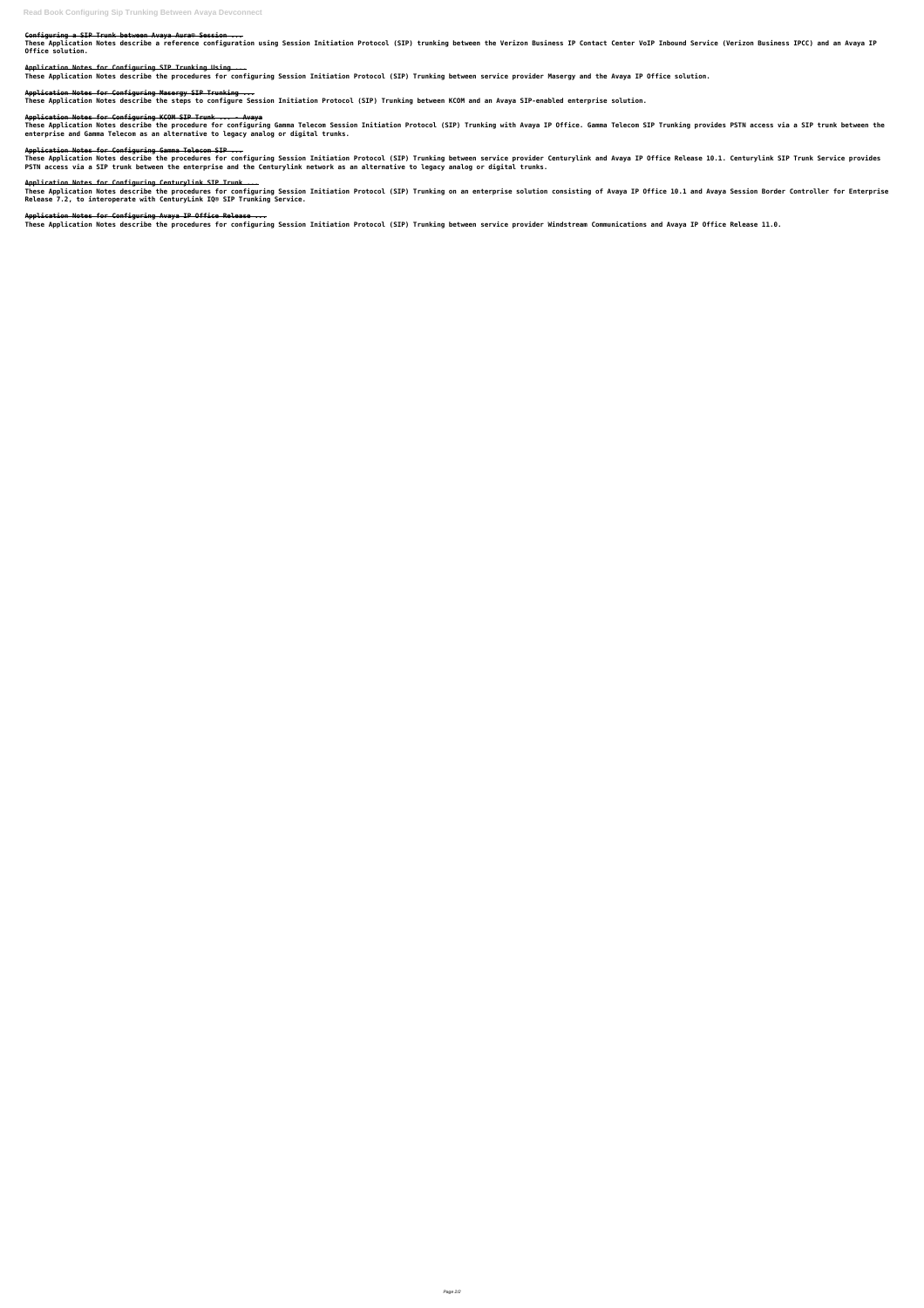**Configuring a SIP Trunk between Avaya Aura® Session ...**

**These Application Notes describe a reference configuration using Session Initiation Protocol (SIP) trunking between the Verizon Business IP Contact Center VoIP Inbound Service (Verizon Business IPCC) and an Avaya IP Office solution.**

**Application Notes for Configuring SIP Trunking Using ...**

**These Application Notes describe the procedures for configuring Session Initiation Protocol (SIP) Trunking between service provider Masergy and the Avaya IP Office solution.**

**Application Notes for Configuring Masergy SIP Trunking ...**

**These Application Notes describe the steps to configure Session Initiation Protocol (SIP) Trunking between KCOM and an Avaya SIP-enabled enterprise solution.**

**Application Notes for Configuring KCOM SIP Trunk ... - Avaya**

**These Application Notes describe the procedure for configuring Gamma Telecom Session Initiation Protocol (SIP) Trunking with Avaya IP Office. Gamma Telecom SIP Trunking provides PSTN access via a SIP trunk between the enterprise and Gamma Telecom as an alternative to legacy analog or digital trunks.**

**Application Notes for Configuring Gamma Telecom SIP ...**

**These Application Notes describe the procedures for configuring Session Initiation Protocol (SIP) Trunking between service provider Centurylink and Avaya IP Office Release 10.1. Centurylink SIP Trunk Service provides PSTN access via a SIP trunk between the enterprise and the Centurylink network as an alternative to legacy analog or digital trunks.**

**Application Notes for Configuring Centurylink SIP Trunk ...**

**These Application Notes describe the procedures for configuring Session Initiation Protocol (SIP) Trunking on an enterprise solution consisting of Avaya IP Office 10.1 and Avaya Session Border Controller for Enterprise Release 7.2, to interoperate with CenturyLink IQ® SIP Trunking Service.**

**Application Notes for Configuring Avaya IP Office Release ...**

**These Application Notes describe the procedures for configuring Session Initiation Protocol (SIP) Trunking between service provider Windstream Communications and Avaya IP Office Release 11.0.**